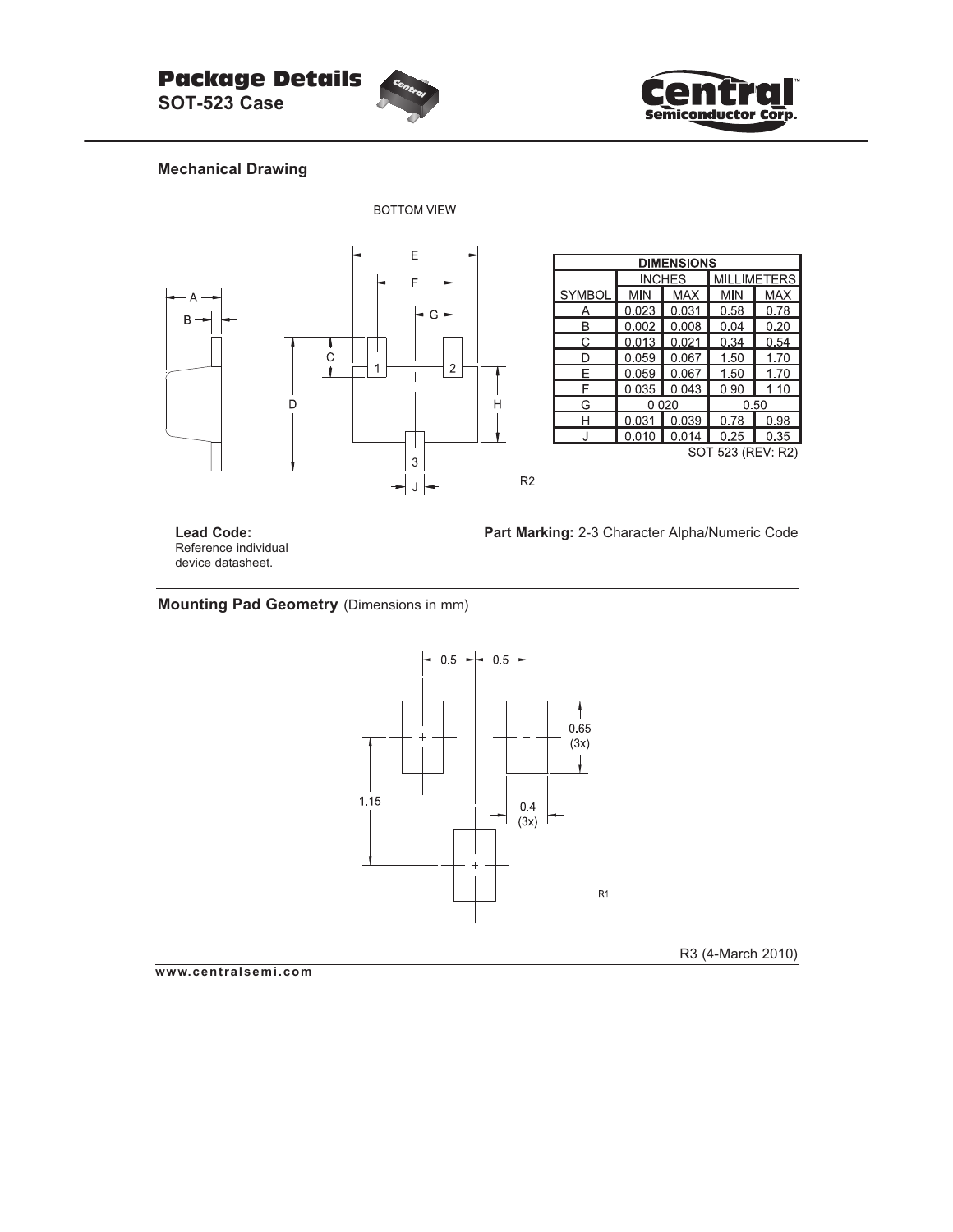# Package Details

**SOT-523 Case**

## Mechanical Drawing

BOTTOM VIEW

| DIMENSIONS | | | | |
|---|---|---|---|---|
| | INCHES | | MILLIMETERS | |
| SYMBOL | MIN | MAX | MIN | MAX |
| A | 0.023 | 0.031 | 0.58 | 0.78 |
| B | 0.002 | 0.008 | 0.04 | 0.20 |
| C | 0.013 | 0.021 | 0.34 | 0.54 |
| D | 0.059 | 0.067 | 1.50 | 1.70 |
| E | 0.059 | 0.067 | 1.50 | 1.70 |
| F | 0.035 | 0.043 | 0.90 | 1.10 |
| G | 0.020 | | 0.50 | |
| H | 0.031 | 0.039 | 0.78 | 0.98 |
| J | 0.010 | 0.014 | 0.25 | 0.35 |

SOT-523 (REV: R2)

R2

**Lead Code:**
Reference individual device datasheet.

**Part Marking:** 2-3 Character Alpha/Numeric Code

## Mounting Pad Geometry (Dimensions in mm)

R1

R3 (4-March 2010)

www.centralsemi.com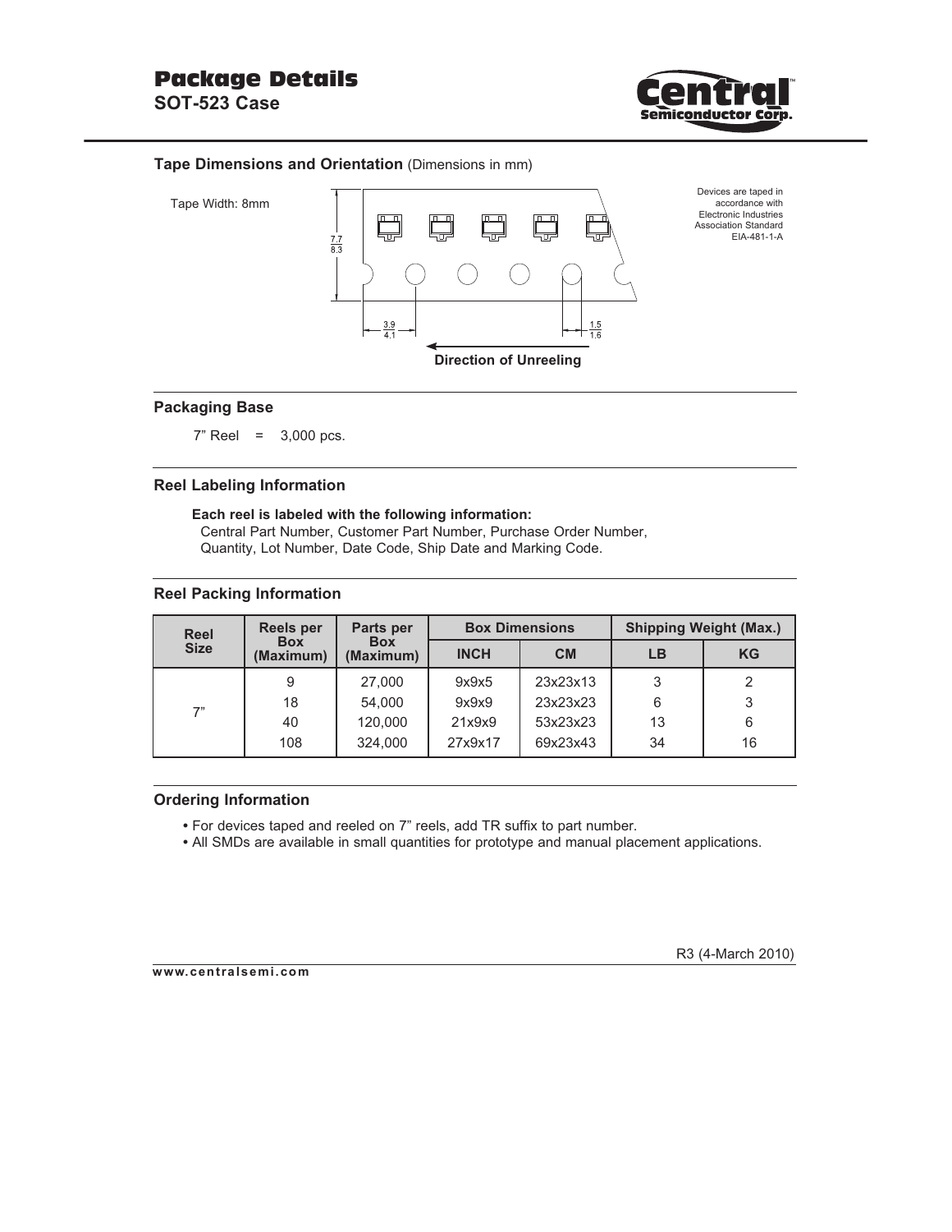# Package Details

## SOT-523 Case

### Tape Dimensions and Orientation (Dimensions in mm)

Tape Width: 8mm

7.7 / 8.3

3.9 / 4.1

1.5 / 1.6

**Direction of Unreeling**

Devices are taped in accordance with Electronic Industries Association Standard EIA-481-1-A

### Packaging Base

7" Reel = 3,000 pcs.

### Reel Labeling Information

**Each reel is labeled with the following information:**
Central Part Number, Customer Part Number, Purchase Order Number, Quantity, Lot Number, Date Code, Ship Date and Marking Code.

### Reel Packing Information

| Reel Size | Reels per Box (Maximum) | Parts per Box (Maximum) | Box Dimensions | | Shipping Weight (Max.) | |
|---|---|---|---|---|---|---|
| | | | INCH | CM | LB | KG |
| 7" | 9 | 27,000 | 9x9x5 | 23x23x13 | 3 | 2 |
| | 18 | 54,000 | 9x9x9 | 23x23x23 | 6 | 3 |
| | 40 | 120,000 | 21x9x9 | 53x23x23 | 13 | 6 |
| | 108 | 324,000 | 27x9x17 | 69x23x43 | 34 | 16 |

### Ordering Information

- For devices taped and reeled on 7" reels, add TR suffix to part number.
- All SMDs are available in small quantities for prototype and manual placement applications.

R3 (4-March 2010)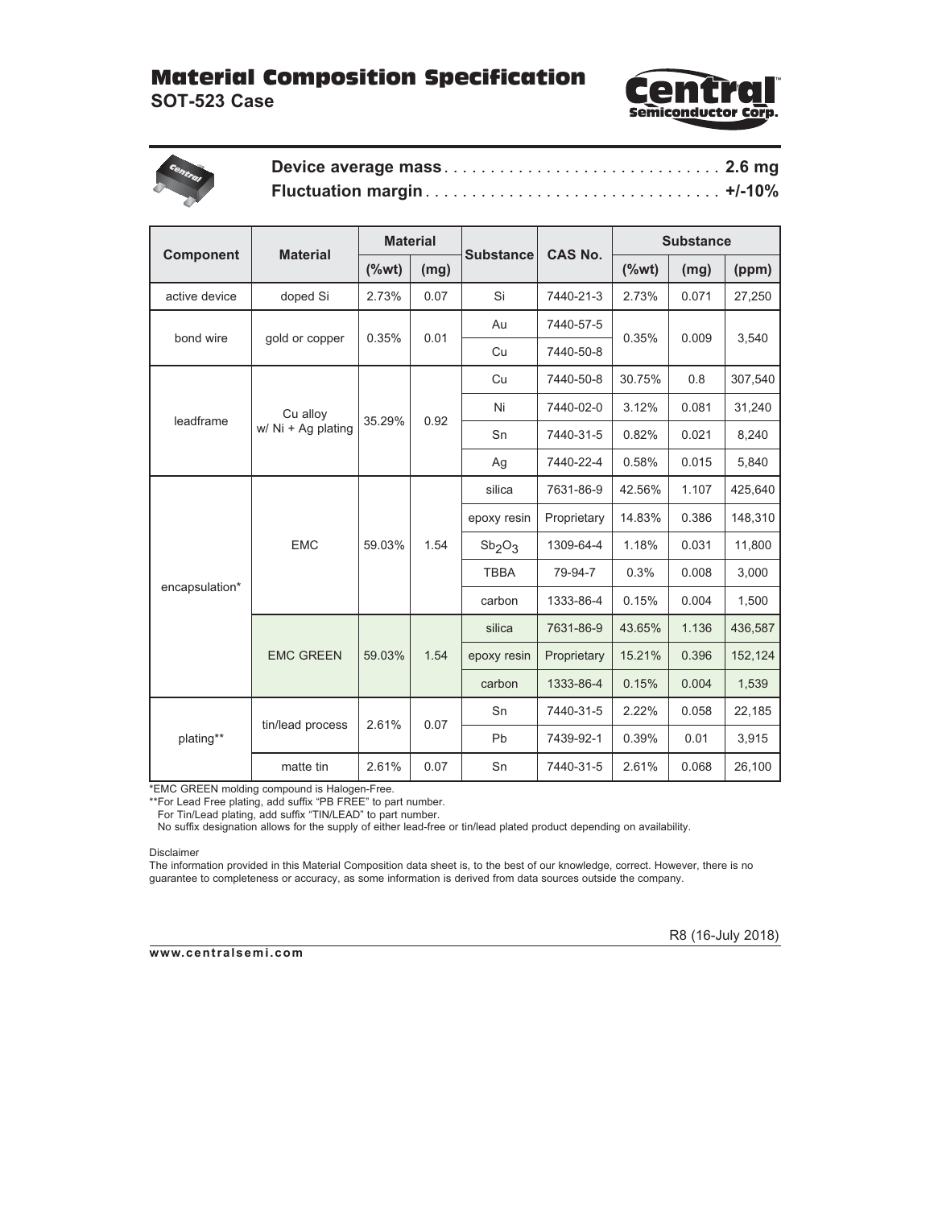# Material Composition Specification

**SOT-523 Case**

**Device average mass** . . . . . . . . . . . . . . . . . . . . . . . . . . . . . . **2.6 mg**
**Fluctuation margin** . . . . . . . . . . . . . . . . . . . . . . . . . . . . . . . **+/-10%**

| Component | Material | Material | | Substance | CAS No. | Substance | | |
|---|---|---|---|---|---|---|---|---|
| | | (%wt) | (mg) | | | (%wt) | (mg) | (ppm) |
| active device | doped Si | 2.73% | 0.07 | Si | 7440-21-3 | 2.73% | 0.071 | 27,250 |
| bond wire | gold or copper | 0.35% | 0.01 | Au | 7440-57-5 | 0.35% | 0.009 | 3,540 |
| | | | | Cu | 7440-50-8 | | | |
| leadframe | Cu alloy w/ Ni + Ag plating | 35.29% | 0.92 | Cu | 7440-50-8 | 30.75% | 0.8 | 307,540 |
| | | | | Ni | 7440-02-0 | 3.12% | 0.081 | 31,240 |
| | | | | Sn | 7440-31-5 | 0.82% | 0.021 | 8,240 |
| | | | | Ag | 7440-22-4 | 0.58% | 0.015 | 5,840 |
| encapsulation* | EMC | 59.03% | 1.54 | silica | 7631-86-9 | 42.56% | 1.107 | 425,640 |
| | | | | epoxy resin | Proprietary | 14.83% | 0.386 | 148,310 |
| | | | | $Sb_2O_3$ | 1309-64-4 | 1.18% | 0.031 | 11,800 |
| | | | | TBBA | 79-94-7 | 0.3% | 0.008 | 3,000 |
| | | | | carbon | 1333-86-4 | 0.15% | 0.004 | 1,500 |
| | EMC GREEN | 59.03% | 1.54 | silica | 7631-86-9 | 43.65% | 1.136 | 436,587 |
| | | | | epoxy resin | Proprietary | 15.21% | 0.396 | 152,124 |
| | | | | carbon | 1333-86-4 | 0.15% | 0.004 | 1,539 |
| plating** | tin/lead process | 2.61% | 0.07 | Sn | 7440-31-5 | 2.22% | 0.058 | 22,185 |
| | | | | Pb | 7439-92-1 | 0.39% | 0.01 | 3,915 |
| | matte tin | 2.61% | 0.07 | Sn | 7440-31-5 | 2.61% | 0.068 | 26,100 |

*EMC GREEN molding compound is Halogen-Free.
**For Lead Free plating, add suffix "PB FREE" to part number.
For Tin/Lead plating, add suffix "TIN/LEAD" to part number.
No suffix designation allows for the supply of either lead-free or tin/lead plated product depending on availability.

Disclaimer
The information provided in this Material Composition data sheet is, to the best of our knowledge, correct. However, there is no guarantee to completeness or accuracy, as some information is derived from data sources outside the company.

R8 (16-July 2018)

www.centralsemi.com